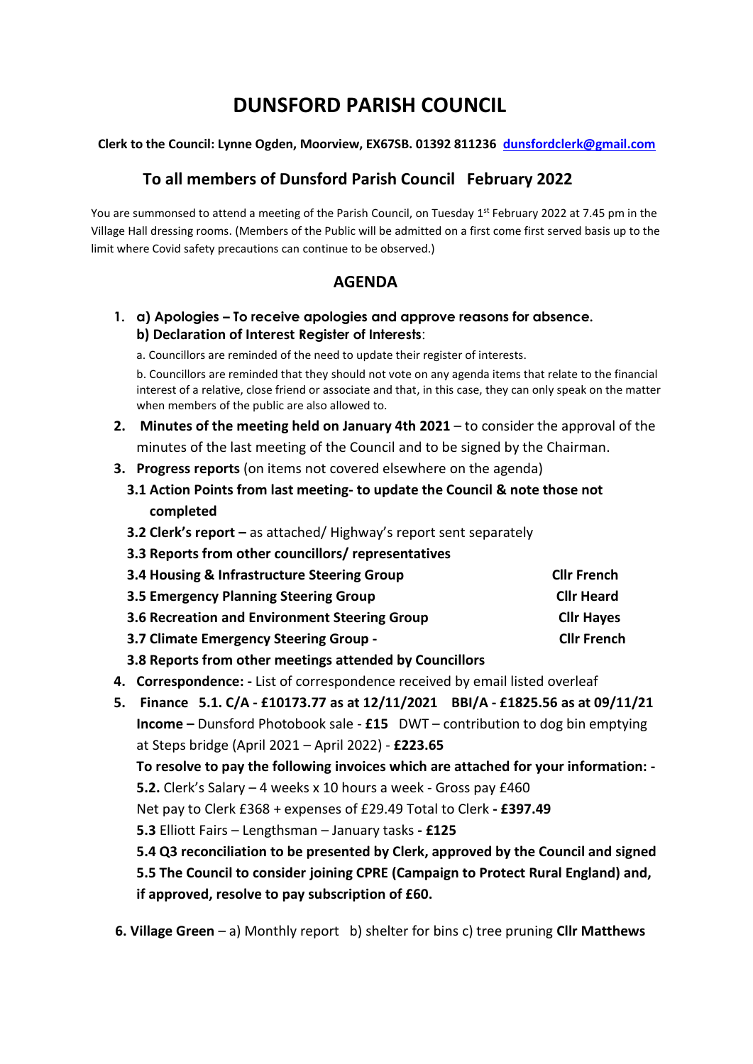# DUNSFORD PARISH COUNCIL

**Clerk to the Council: Lynne Ogden, Moorview, EX67SB. 01392 811236 dunsfordclerk@gmail.com**

## To all members of Dunsford Parish Council February 2022

You are summonsed to attend a meeting of the Parish Council, on Tuesday 1st February 2022 at 7.45 pm in the Village Hall dressing rooms. (Members of the Public will be admitted on a first come first served basis up to the limit where Covid safety precautions can continue to be observed.)

## AGENDA

1. **a) Apologies – To receive apologies and approve reasons for absence.**
   **b) Declaration of Interest Register of Interests**:

   a. Councillors are reminded of the need to update their register of interests.

   b. Councillors are reminded that they should not vote on any agenda items that relate to the financial interest of a relative, close friend or associate and that, in this case, they can only speak on the matter when members of the public are also allowed to.

2. **Minutes of the meeting held on January 4th 2021** – to consider the approval of the minutes of the last meeting of the Council and to be signed by the Chairman.

3. **Progress reports** (on items not covered elsewhere on the agenda)

   **3.1 Action Points from last meeting- to update the Council & note those not completed**

   **3.2 Clerk's report –** as attached/ Highway's report sent separately

   **3.3 Reports from other councillors/ representatives**

   **3.4 Housing & Infrastructure Steering Group** — **Cllr French**

   **3.5 Emergency Planning Steering Group** — **Cllr Heard**

   **3.6 Recreation and Environment Steering Group** — **Cllr Hayes**

   **3.7 Climate Emergency Steering Group -** — **Cllr French**

   **3.8 Reports from other meetings attended by Councillors**

4. **Correspondence: -** List of correspondence received by email listed overleaf

5. **Finance 5.1. C/A - £10173.77 as at 12/11/2021 BBI/A - £1825.56 as at 09/11/21**

   **Income –** Dunsford Photobook sale - **£15** DWT – contribution to dog bin emptying at Steps bridge (April 2021 – April 2022) - **£223.65**

   **To resolve to pay the following invoices which are attached for your information: -**

   **5.2.** Clerk's Salary – 4 weeks x 10 hours a week - Gross pay £460

   Net pay to Clerk £368 + expenses of £29.49 Total to Clerk **- £397.49**

   **5.3** Elliott Fairs – Lengthsman – January tasks **- £125**

   **5.4 Q3 reconciliation to be presented by Clerk, approved by the Council and signed**

   **5.5 The Council to consider joining CPRE (Campaign to Protect Rural England) and, if approved, resolve to pay subscription of £60.**

6. **Village Green** – a) Monthly report b) shelter for bins c) tree pruning **Cllr Matthews**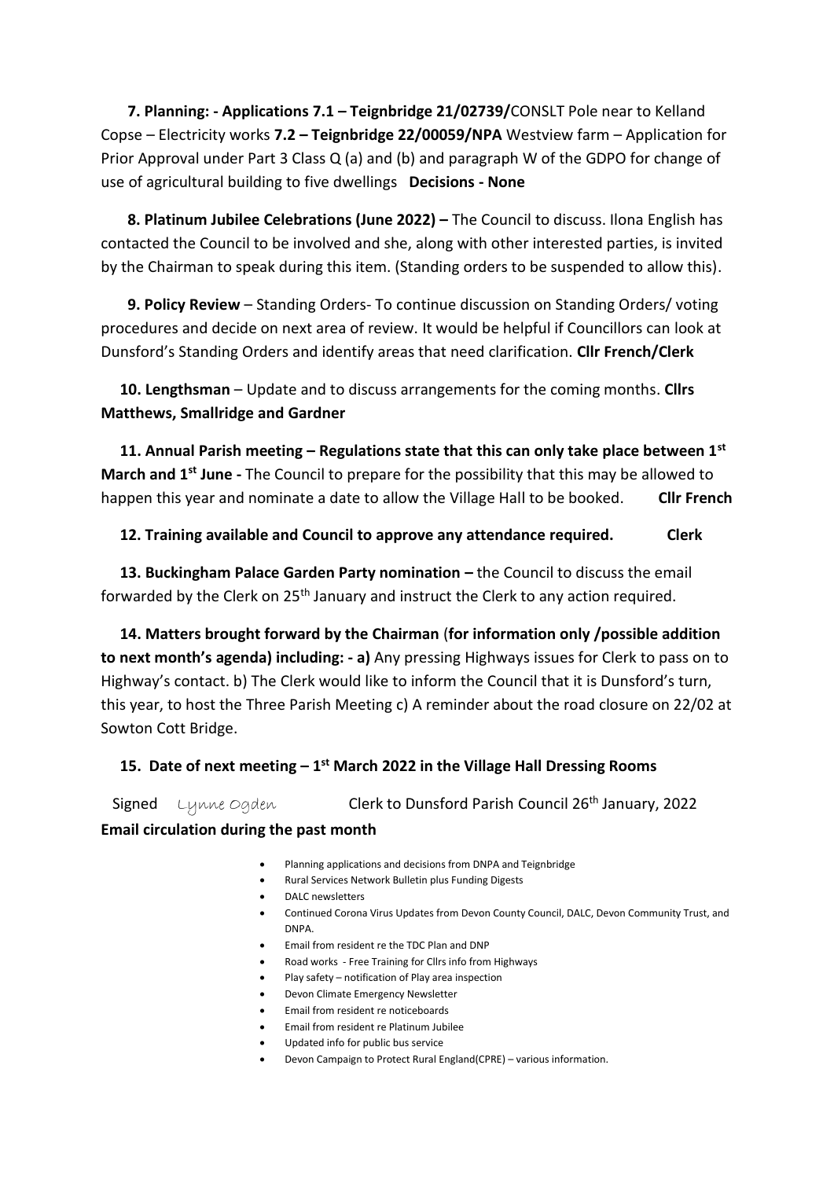**7. Planning: - Applications 7.1 – Teignbridge 21/02739/**CONSLT Pole near to Kelland Copse – Electricity works **7.2 – Teignbridge 22/00059/NPA** Westview farm – Application for Prior Approval under Part 3 Class Q (a) and (b) and paragraph W of the GDPO for change of use of agricultural building to five dwellings **Decisions - None**

**8. Platinum Jubilee Celebrations (June 2022) –** The Council to discuss. Ilona English has contacted the Council to be involved and she, along with other interested parties, is invited by the Chairman to speak during this item. (Standing orders to be suspended to allow this).

**9. Policy Review** – Standing Orders- To continue discussion on Standing Orders/ voting procedures and decide on next area of review. It would be helpful if Councillors can look at Dunsford's Standing Orders and identify areas that need clarification. **Cllr French/Clerk**

**10. Lengthsman** – Update and to discuss arrangements for the coming months. **Cllrs Matthews, Smallridge and Gardner**

**11. Annual Parish meeting – Regulations state that this can only take place between 1st March and 1st June -** The Council to prepare for the possibility that this may be allowed to happen this year and nominate a date to allow the Village Hall to be booked. **Cllr French**

**12. Training available and Council to approve any attendance required. Clerk**

**13. Buckingham Palace Garden Party nomination –** the Council to discuss the email forwarded by the Clerk on 25th January and instruct the Clerk to any action required.

**14. Matters brought forward by the Chairman** (**for information only /possible addition to next month's agenda) including: - a)** Any pressing Highways issues for Clerk to pass on to Highway's contact. b) The Clerk would like to inform the Council that it is Dunsford's turn, this year, to host the Three Parish Meeting c) A reminder about the road closure on 22/02 at Sowton Cott Bridge.

**15. Date of next meeting – 1st March 2022 in the Village Hall Dressing Rooms**

Signed *Lynne Ogden* Clerk to Dunsford Parish Council 26th January, 2022

**Email circulation during the past month**

- Planning applications and decisions from DNPA and Teignbridge
- Rural Services Network Bulletin plus Funding Digests
- DALC newsletters
- Continued Corona Virus Updates from Devon County Council, DALC, Devon Community Trust, and DNPA.
- Email from resident re the TDC Plan and DNP
- Road works - Free Training for Cllrs info from Highways
- Play safety – notification of Play area inspection
- Devon Climate Emergency Newsletter
- Email from resident re noticeboards
- Email from resident re Platinum Jubilee
- Updated info for public bus service
- Devon Campaign to Protect Rural England(CPRE) – various information.